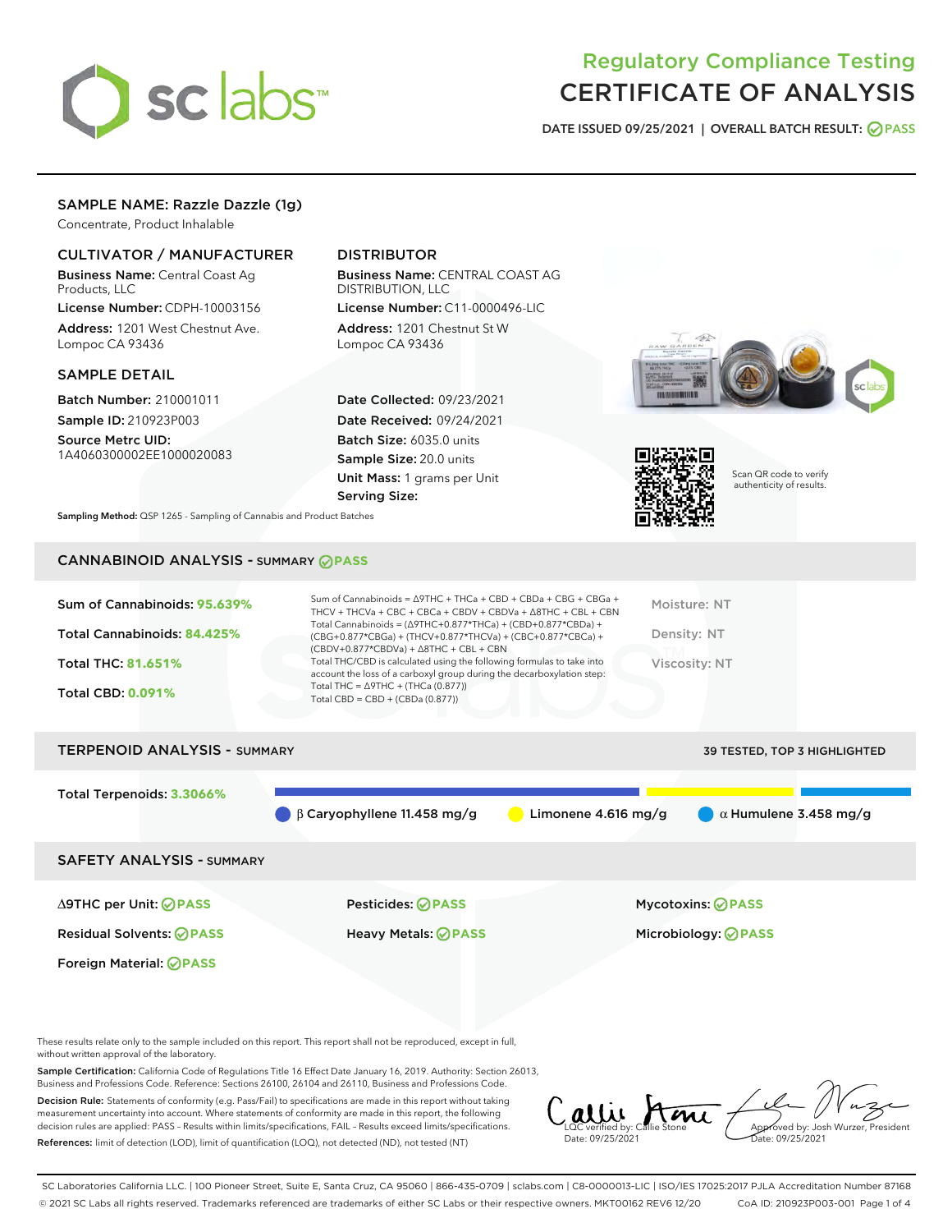# Regulatory Compliance Testing
# CERTIFICATE OF ANALYSIS

DATE ISSUED 09/25/2021 | OVERALL BATCH RESULT: PASS

## SAMPLE NAME: Razzle Dazzle (1g)

Concentrate, Product Inhalable

### CULTIVATOR / MANUFACTURER

**Business Name:** Central Coast Ag Products, LLC
**License Number:** CDPH-10003156
**Address:** 1201 West Chestnut Ave. Lompoc CA 93436

### DISTRIBUTOR

**Business Name:** CENTRAL COAST AG DISTRIBUTION, LLC
**License Number:** C11-0000496-LIC
**Address:** 1201 Chestnut St W Lompoc CA 93436

### SAMPLE DETAIL

**Batch Number:** 210001011
**Sample ID:** 210923P003
**Source Metrc UID:** 1A4060300002EE1000020083

**Date Collected:** 09/23/2021
**Date Received:** 09/24/2021
**Batch Size:** 6035.0 units
**Sample Size:** 20.0 units
**Unit Mass:** 1 grams per Unit
**Serving Size:**

Scan QR code to verify authenticity of results.

**Sampling Method:** QSP 1265 - Sampling of Cannabis and Product Batches

## CANNABINOID ANALYSIS - SUMMARY PASS

**Sum of Cannabinoids:** 95.639%
**Total Cannabinoids:** 84.425%
**Total THC:** 81.651%
**Total CBD:** 0.091%

Sum of Cannabinoids = Δ9THC + THCa + CBD + CBDa + CBG + CBGa + THCV + THCVa + CBC + CBCa + CBDV + CBDVa + Δ8THC + CBL + CBN
Total Cannabinoids = (Δ9THC+0.877*THCa) + (CBD+0.877*CBDa) + (CBG+0.877*CBGa) + (THCV+0.877*THCVa) + (CBC+0.877*CBCa) + (CBDV+0.877*CBDVa) + Δ8THC + CBL + CBN
Total THC/CBD is calculated using the following formulas to take into account the loss of a carboxyl group during the decarboxylation step:
Total THC = Δ9THC + (THCa (0.877))
Total CBD = CBD + (CBDa (0.877))

Moisture: NT
Density: NT
Viscosity: NT

## TERPENOID ANALYSIS - SUMMARY

39 TESTED, TOP 3 HIGHLIGHTED

**Total Terpenoids:** 3.3066%

β Caryophyllene 11.458 mg/g
Limonene 4.616 mg/g
α Humulene 3.458 mg/g

## SAFETY ANALYSIS - SUMMARY

Δ9THC per Unit: PASS
Pesticides: PASS
Mycotoxins: PASS
Residual Solvents: PASS
Heavy Metals: PASS
Microbiology: PASS
Foreign Material: PASS

These results relate only to the sample included on this report. This report shall not be reproduced, except in full, without written approval of the laboratory.

**Sample Certification:** California Code of Regulations Title 16 Effect Date January 16, 2019. Authority: Section 26013, Business and Professions Code. Reference: Sections 26100, 26104 and 26110, Business and Professions Code.

**Decision Rule:** Statements of conformity (e.g. Pass/Fail) to specifications are made in this report without taking measurement uncertainty into account. Where statements of conformity are made in this report, the following decision rules are applied: PASS – Results within limits/specifications, FAIL – Results exceed limits/specifications.

**References:** limit of detection (LOD), limit of quantification (LOQ), not detected (ND), not tested (NT)

LQC verified by: Callie Stone
Date: 09/25/2021

Approved by: Josh Wurzer, President
Date: 09/25/2021

SC Laboratories California LLC. | 100 Pioneer Street, Suite E, Santa Cruz, CA 95060 | 866-435-0709 | sclabs.com | C8-0000013-LIC | ISO/IES 17025:2017 PJLA Accreditation Number 87168
© 2021 SC Labs all rights reserved. Trademarks referenced are trademarks of either SC Labs or their respective owners. MKT00162 REV6 12/20 CoA ID: 210923P003-001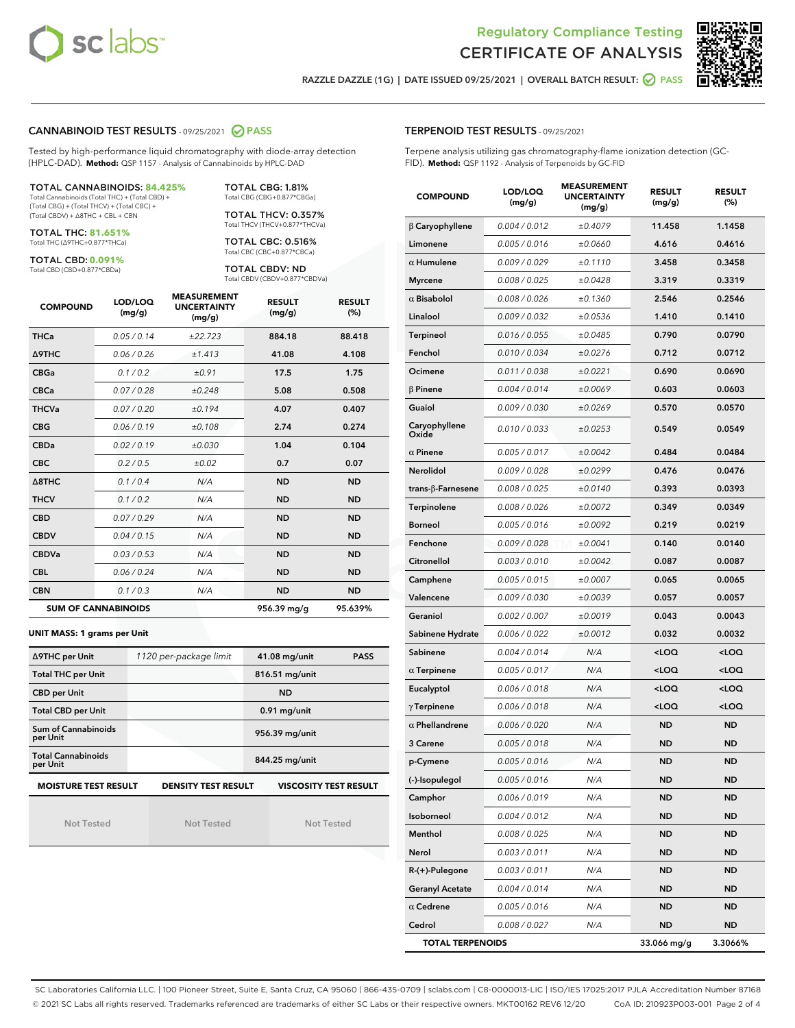# Regulatory Compliance Testing
# CERTIFICATE OF ANALYSIS

RAZZLE DAZZLE (1G) | DATE ISSUED 09/25/2021 | OVERALL BATCH RESULT: PASS

## CANNABINOID TEST RESULTS - 09/25/2021 PASS

Tested by high-performance liquid chromatography with diode-array detection (HPLC-DAD). **Method:** QSP 1157 - Analysis of Cannabinoids by HPLC-DAD

**TOTAL CANNABINOIDS: 84.425%**
Total Cannabinoids (Total THC) + (Total CBD) + (Total CBG) + (Total THCV) + (Total CBC) + (Total CBDV) + Δ8THC + CBL + CBN

**TOTAL THC: 81.651%**
Total THC (Δ9THC+0.877*THCa)

**TOTAL CBD: 0.091%**
Total CBD (CBD+0.877*CBDa)

**TOTAL CBG: 1.81%**
Total CBG (CBG+0.877*CBGa)

**TOTAL THCV: 0.357%**
Total THCV (THCV+0.877*THCVa)

**TOTAL CBC: 0.516%**
Total CBC (CBC+0.877*CBCa)

**TOTAL CBDV: ND**
Total CBDV (CBDV+0.877*CBDVa)

| COMPOUND | LOD/LOQ (mg/g) | MEASUREMENT UNCERTAINTY (mg/g) | RESULT (mg/g) | RESULT (%) |
|---|---|---|---|---|
| THCa | 0.05 / 0.14 | ±22.723 | 884.18 | 88.418 |
| Δ9THC | 0.06 / 0.26 | ±1.413 | 41.08 | 4.108 |
| CBGa | 0.1 / 0.2 | ±0.91 | 17.5 | 1.75 |
| CBCa | 0.07 / 0.28 | ±0.248 | 5.08 | 0.508 |
| THCVa | 0.07 / 0.20 | ±0.194 | 4.07 | 0.407 |
| CBG | 0.06 / 0.19 | ±0.108 | 2.74 | 0.274 |
| CBDa | 0.02 / 0.19 | ±0.030 | 1.04 | 0.104 |
| CBC | 0.2 / 0.5 | ±0.02 | 0.7 | 0.07 |
| Δ8THC | 0.1 / 0.4 | N/A | ND | ND |
| THCV | 0.1 / 0.2 | N/A | ND | ND |
| CBD | 0.07 / 0.29 | N/A | ND | ND |
| CBDV | 0.04 / 0.15 | N/A | ND | ND |
| CBDVa | 0.03 / 0.53 | N/A | ND | ND |
| CBL | 0.06 / 0.24 | N/A | ND | ND |
| CBN | 0.1 / 0.3 | N/A | ND | ND |
| **SUM OF CANNABINOIDS** | | | **956.39 mg/g** | **95.639%** |

**UNIT MASS: 1 grams per Unit**

| | | | |
|---|---|---|---|
| Δ9THC per Unit | 1120 per-package limit | 41.08 mg/unit | PASS |
| Total THC per Unit | | 816.51 mg/unit | |
| CBD per Unit | | ND | |
| Total CBD per Unit | | 0.91 mg/unit | |
| Sum of Cannabinoids per Unit | | 956.39 mg/unit | |
| Total Cannabinoids per Unit | | 844.25 mg/unit | |

| MOISTURE TEST RESULT | DENSITY TEST RESULT | VISCOSITY TEST RESULT |
|---|---|---|
| Not Tested | Not Tested | Not Tested |

## TERPENOID TEST RESULTS - 09/25/2021

Terpene analysis utilizing gas chromatography-flame ionization detection (GC-FID). **Method:** QSP 1192 - Analysis of Terpenoids by GC-FID

| COMPOUND | LOD/LOQ (mg/g) | MEASUREMENT UNCERTAINTY (mg/g) | RESULT (mg/g) | RESULT (%) |
|---|---|---|---|---|
| β Caryophyllene | 0.004 / 0.012 | ±0.4079 | 11.458 | 1.1458 |
| Limonene | 0.005 / 0.016 | ±0.0660 | 4.616 | 0.4616 |
| α Humulene | 0.009 / 0.029 | ±0.1110 | 3.458 | 0.3458 |
| Myrcene | 0.008 / 0.025 | ±0.0428 | 3.319 | 0.3319 |
| α Bisabolol | 0.008 / 0.026 | ±0.1360 | 2.546 | 0.2546 |
| Linalool | 0.009 / 0.032 | ±0.0536 | 1.410 | 0.1410 |
| Terpineol | 0.016 / 0.055 | ±0.0485 | 0.790 | 0.0790 |
| Fenchol | 0.010 / 0.034 | ±0.0276 | 0.712 | 0.0712 |
| Ocimene | 0.011 / 0.038 | ±0.0221 | 0.690 | 0.0690 |
| β Pinene | 0.004 / 0.014 | ±0.0069 | 0.603 | 0.0603 |
| Guaiol | 0.009 / 0.030 | ±0.0269 | 0.570 | 0.0570 |
| Caryophyllene Oxide | 0.010 / 0.033 | ±0.0253 | 0.549 | 0.0549 |
| α Pinene | 0.005 / 0.017 | ±0.0042 | 0.484 | 0.0484 |
| Nerolidol | 0.009 / 0.028 | ±0.0299 | 0.476 | 0.0476 |
| trans-β-Farnesene | 0.008 / 0.025 | ±0.0140 | 0.393 | 0.0393 |
| Terpinolene | 0.008 / 0.026 | ±0.0072 | 0.349 | 0.0349 |
| Borneol | 0.005 / 0.016 | ±0.0092 | 0.219 | 0.0219 |
| Fenchone | 0.009 / 0.028 | ±0.0041 | 0.140 | 0.0140 |
| Citronellol | 0.003 / 0.010 | ±0.0042 | 0.087 | 0.0087 |
| Camphene | 0.005 / 0.015 | ±0.0007 | 0.065 | 0.0065 |
| Valencene | 0.009 / 0.030 | ±0.0039 | 0.057 | 0.0057 |
| Geraniol | 0.002 / 0.007 | ±0.0019 | 0.043 | 0.0043 |
| Sabinene Hydrate | 0.006 / 0.022 | ±0.0012 | 0.032 | 0.0032 |
| Sabinene | 0.004 / 0.014 | N/A | <LOQ | <LOQ |
| α Terpinene | 0.005 / 0.017 | N/A | <LOQ | <LOQ |
| Eucalyptol | 0.006 / 0.018 | N/A | <LOQ | <LOQ |
| γ Terpinene | 0.006 / 0.018 | N/A | <LOQ | <LOQ |
| α Phellandrene | 0.006 / 0.020 | N/A | ND | ND |
| 3 Carene | 0.005 / 0.018 | N/A | ND | ND |
| p-Cymene | 0.005 / 0.016 | N/A | ND | ND |
| (-)-Isopulegol | 0.005 / 0.016 | N/A | ND | ND |
| Camphor | 0.006 / 0.019 | N/A | ND | ND |
| Isoborneol | 0.004 / 0.012 | N/A | ND | ND |
| Menthol | 0.008 / 0.025 | N/A | ND | ND |
| Nerol | 0.003 / 0.011 | N/A | ND | ND |
| R-(+)-Pulegone | 0.003 / 0.011 | N/A | ND | ND |
| Geranyl Acetate | 0.004 / 0.014 | N/A | ND | ND |
| α Cedrene | 0.005 / 0.016 | N/A | ND | ND |
| Cedrol | 0.008 / 0.027 | N/A | ND | ND |
| **TOTAL TERPENOIDS** | | | **33.066 mg/g** | **3.3066%** |

SC Laboratories California LLC. | 100 Pioneer Street, Suite E, Santa Cruz, CA 95060 | 866-435-0709 | sclabs.com | C8-0000013-LIC | ISO/IES 17025:2017 PJLA Accreditation Number 87168
© 2021 SC Labs all rights reserved. Trademarks referenced are trademarks of either SC Labs or their respective owners. MKT00162 REV6 12/20 CoA ID: 210923P003-001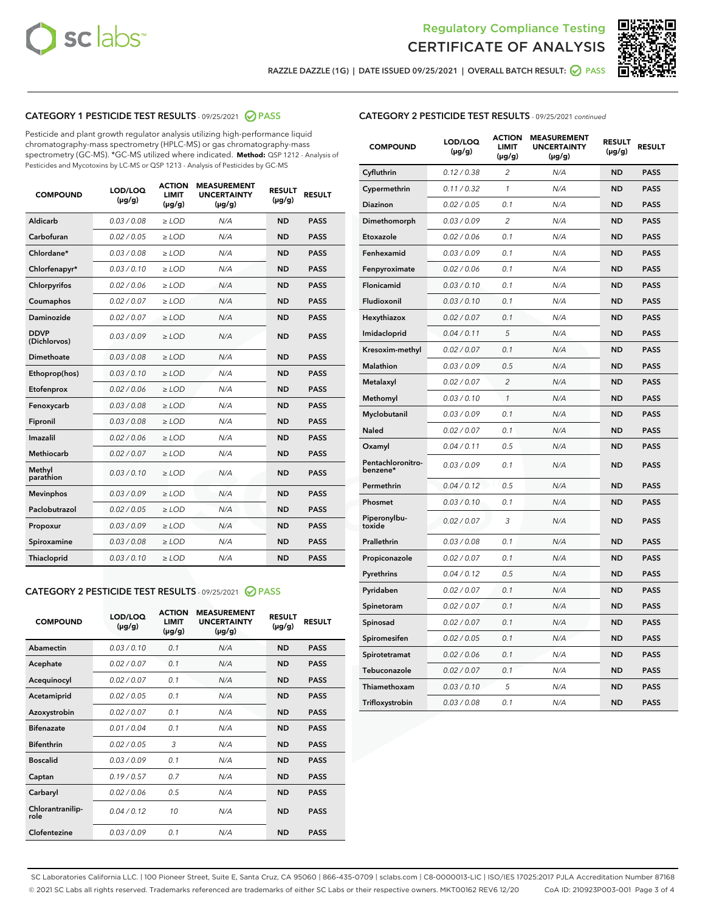## Regulatory Compliance Testing
## CERTIFICATE OF ANALYSIS

RAZZLE DAZZLE (1G) | DATE ISSUED 09/25/2021 | OVERALL BATCH RESULT: PASS

### CATEGORY 1 PESTICIDE TEST RESULTS - 09/25/2021 PASS

Pesticide and plant growth regulator analysis utilizing high-performance liquid chromatography-mass spectrometry (HPLC-MS) or gas chromatography-mass spectrometry (GC-MS). *GC-MS utilized where indicated. **Method:** QSP 1212 - Analysis of Pesticides and Mycotoxins by LC-MS or QSP 1213 - Analysis of Pesticides by GC-MS

| COMPOUND | LOD/LOQ (µg/g) | ACTION LIMIT (µg/g) | MEASUREMENT UNCERTAINTY (µg/g) | RESULT (µg/g) | RESULT |
|---|---|---|---|---|---|
| Aldicarb | 0.03 / 0.08 | ≥ LOD | N/A | ND | PASS |
| Carbofuran | 0.02 / 0.05 | ≥ LOD | N/A | ND | PASS |
| Chlordane* | 0.03 / 0.08 | ≥ LOD | N/A | ND | PASS |
| Chlorfenapyr* | 0.03 / 0.10 | ≥ LOD | N/A | ND | PASS |
| Chlorpyrifos | 0.02 / 0.06 | ≥ LOD | N/A | ND | PASS |
| Coumaphos | 0.02 / 0.07 | ≥ LOD | N/A | ND | PASS |
| Daminozide | 0.02 / 0.07 | ≥ LOD | N/A | ND | PASS |
| DDVP (Dichlorvos) | 0.03 / 0.09 | ≥ LOD | N/A | ND | PASS |
| Dimethoate | 0.03 / 0.08 | ≥ LOD | N/A | ND | PASS |
| Ethoprop(hos) | 0.03 / 0.10 | ≥ LOD | N/A | ND | PASS |
| Etofenprox | 0.02 / 0.06 | ≥ LOD | N/A | ND | PASS |
| Fenoxycarb | 0.03 / 0.08 | ≥ LOD | N/A | ND | PASS |
| Fipronil | 0.03 / 0.08 | ≥ LOD | N/A | ND | PASS |
| Imazalil | 0.02 / 0.06 | ≥ LOD | N/A | ND | PASS |
| Methiocarb | 0.02 / 0.07 | ≥ LOD | N/A | ND | PASS |
| Methyl parathion | 0.03 / 0.10 | ≥ LOD | N/A | ND | PASS |
| Mevinphos | 0.03 / 0.09 | ≥ LOD | N/A | ND | PASS |
| Paclobutrazol | 0.02 / 0.05 | ≥ LOD | N/A | ND | PASS |
| Propoxur | 0.03 / 0.09 | ≥ LOD | N/A | ND | PASS |
| Spiroxamine | 0.03 / 0.08 | ≥ LOD | N/A | ND | PASS |
| Thiacloprid | 0.03 / 0.10 | ≥ LOD | N/A | ND | PASS |

### CATEGORY 2 PESTICIDE TEST RESULTS - 09/25/2021 PASS

| COMPOUND | LOD/LOQ (µg/g) | ACTION LIMIT (µg/g) | MEASUREMENT UNCERTAINTY (µg/g) | RESULT (µg/g) | RESULT |
|---|---|---|---|---|---|
| Abamectin | 0.03 / 0.10 | 0.1 | N/A | ND | PASS |
| Acephate | 0.02 / 0.07 | 0.1 | N/A | ND | PASS |
| Acequinocyl | 0.02 / 0.07 | 0.1 | N/A | ND | PASS |
| Acetamiprid | 0.02 / 0.05 | 0.1 | N/A | ND | PASS |
| Azoxystrobin | 0.02 / 0.07 | 0.1 | N/A | ND | PASS |
| Bifenazate | 0.01 / 0.04 | 0.1 | N/A | ND | PASS |
| Bifenthrin | 0.02 / 0.05 | 3 | N/A | ND | PASS |
| Boscalid | 0.03 / 0.09 | 0.1 | N/A | ND | PASS |
| Captan | 0.19 / 0.57 | 0.7 | N/A | ND | PASS |
| Carbaryl | 0.02 / 0.06 | 0.5 | N/A | ND | PASS |
| Chlorantraniliprole | 0.04 / 0.12 | 10 | N/A | ND | PASS |
| Clofentezine | 0.03 / 0.09 | 0.1 | N/A | ND | PASS |
| Cyfluthrin | 0.12 / 0.38 | 2 | N/A | ND | PASS |
| Cypermethrin | 0.11 / 0.32 | 1 | N/A | ND | PASS |
| Diazinon | 0.02 / 0.05 | 0.1 | N/A | ND | PASS |
| Dimethomorph | 0.03 / 0.09 | 2 | N/A | ND | PASS |
| Etoxazole | 0.02 / 0.06 | 0.1 | N/A | ND | PASS |
| Fenhexamid | 0.03 / 0.09 | 0.1 | N/A | ND | PASS |
| Fenpyroximate | 0.02 / 0.06 | 0.1 | N/A | ND | PASS |
| Flonicamid | 0.03 / 0.10 | 0.1 | N/A | ND | PASS |
| Fludioxonil | 0.03 / 0.10 | 0.1 | N/A | ND | PASS |
| Hexythiazox | 0.02 / 0.07 | 0.1 | N/A | ND | PASS |
| Imidacloprid | 0.04 / 0.11 | 5 | N/A | ND | PASS |
| Kresoxim-methyl | 0.02 / 0.07 | 0.1 | N/A | ND | PASS |
| Malathion | 0.03 / 0.09 | 0.5 | N/A | ND | PASS |
| Metalaxyl | 0.02 / 0.07 | 2 | N/A | ND | PASS |
| Methomyl | 0.03 / 0.10 | 1 | N/A | ND | PASS |
| Myclobutanil | 0.03 / 0.09 | 0.1 | N/A | ND | PASS |
| Naled | 0.02 / 0.07 | 0.1 | N/A | ND | PASS |
| Oxamyl | 0.04 / 0.11 | 0.5 | N/A | ND | PASS |
| Pentachloronitrobenzene* | 0.03 / 0.09 | 0.1 | N/A | ND | PASS |
| Permethrin | 0.04 / 0.12 | 0.5 | N/A | ND | PASS |
| Phosmet | 0.03 / 0.10 | 0.1 | N/A | ND | PASS |
| Piperonylbutoxide | 0.02 / 0.07 | 3 | N/A | ND | PASS |
| Prallethrin | 0.03 / 0.08 | 0.1 | N/A | ND | PASS |
| Propiconazole | 0.02 / 0.07 | 0.1 | N/A | ND | PASS |
| Pyrethrins | 0.04 / 0.12 | 0.5 | N/A | ND | PASS |
| Pyridaben | 0.02 / 0.07 | 0.1 | N/A | ND | PASS |
| Spinetoram | 0.02 / 0.07 | 0.1 | N/A | ND | PASS |
| Spinosad | 0.02 / 0.07 | 0.1 | N/A | ND | PASS |
| Spiromesifen | 0.02 / 0.05 | 0.1 | N/A | ND | PASS |
| Spirotetramat | 0.02 / 0.06 | 0.1 | N/A | ND | PASS |
| Tebuconazole | 0.02 / 0.07 | 0.1 | N/A | ND | PASS |
| Thiamethoxam | 0.03 / 0.10 | 5 | N/A | ND | PASS |
| Trifloxystrobin | 0.03 / 0.08 | 0.1 | N/A | ND | PASS |

SC Laboratories California LLC. | 100 Pioneer Street, Suite E, Santa Cruz, CA 95060 | 866-435-0709 | sclabs.com | C8-0000013-LIC | ISO/IES 17025:2017 PJLA Accreditation Number 87168
© 2021 SC Labs all rights reserved. Trademarks referenced are trademarks of either SC Labs or their respective owners. MKT00162 REV6 12/20 CoA ID: 210923P003-001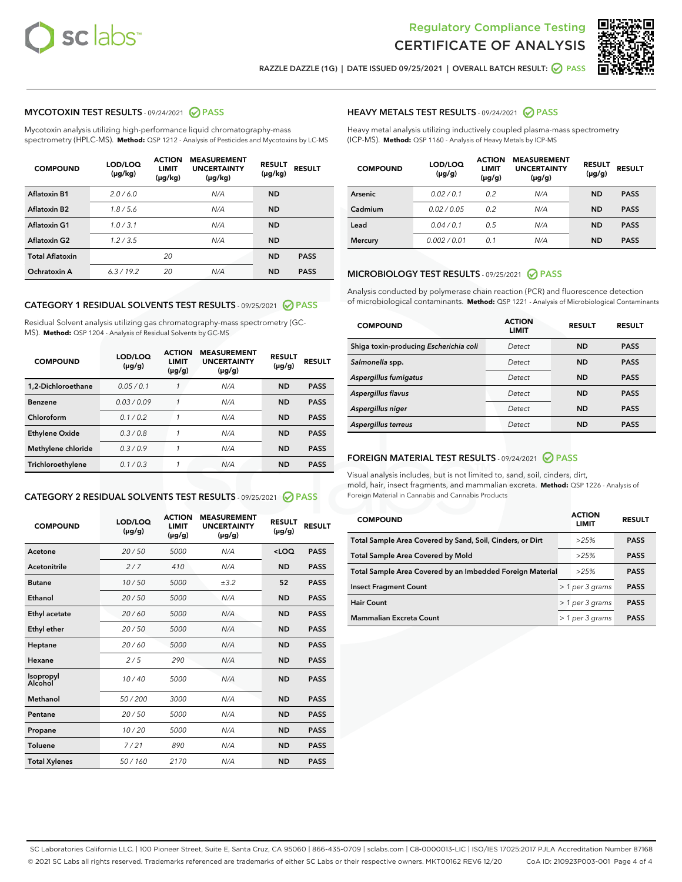Regulatory Compliance Testing
CERTIFICATE OF ANALYSIS

RAZZLE DAZZLE (1G) | DATE ISSUED 09/25/2021 | OVERALL BATCH RESULT: PASS

## MYCOTOXIN TEST RESULTS - 09/24/2021 PASS

Mycotoxin analysis utilizing high-performance liquid chromatography-mass spectrometry (HPLC-MS). **Method:** QSP 1212 - Analysis of Pesticides and Mycotoxins by LC-MS

| COMPOUND | LOD/LOQ (µg/kg) | ACTION LIMIT (µg/kg) | MEASUREMENT UNCERTAINTY (µg/kg) | RESULT (µg/kg) | RESULT |
|---|---|---|---|---|---|
| Aflatoxin B1 | 2.0 / 6.0 | | N/A | ND | |
| Aflatoxin B2 | 1.8 / 5.6 | | N/A | ND | |
| Aflatoxin G1 | 1.0 / 3.1 | | N/A | ND | |
| Aflatoxin G2 | 1.2 / 3.5 | | N/A | ND | |
| Total Aflatoxin | | 20 | | ND | PASS |
| Ochratoxin A | 6.3 / 19.2 | 20 | N/A | ND | PASS |

## CATEGORY 1 RESIDUAL SOLVENTS TEST RESULTS - 09/25/2021 PASS

Residual Solvent analysis utilizing gas chromatography-mass spectrometry (GC-MS). **Method:** QSP 1204 - Analysis of Residual Solvents by GC-MS

| COMPOUND | LOD/LOQ (µg/g) | ACTION LIMIT (µg/g) | MEASUREMENT UNCERTAINTY (µg/g) | RESULT (µg/g) | RESULT |
|---|---|---|---|---|---|
| 1,2-Dichloroethane | 0.05 / 0.1 | 1 | N/A | ND | PASS |
| Benzene | 0.03 / 0.09 | 1 | N/A | ND | PASS |
| Chloroform | 0.1 / 0.2 | 1 | N/A | ND | PASS |
| Ethylene Oxide | 0.3 / 0.8 | 1 | N/A | ND | PASS |
| Methylene chloride | 0.3 / 0.9 | 1 | N/A | ND | PASS |
| Trichloroethylene | 0.1 / 0.3 | 1 | N/A | ND | PASS |

## CATEGORY 2 RESIDUAL SOLVENTS TEST RESULTS - 09/25/2021 PASS

| COMPOUND | LOD/LOQ (µg/g) | ACTION LIMIT (µg/g) | MEASUREMENT UNCERTAINTY (µg/g) | RESULT (µg/g) | RESULT |
|---|---|---|---|---|---|
| Acetone | 20 / 50 | 5000 | N/A | <LOQ | PASS |
| Acetonitrile | 2 / 7 | 410 | N/A | ND | PASS |
| Butane | 10 / 50 | 5000 | ±3.2 | 52 | PASS |
| Ethanol | 20 / 50 | 5000 | N/A | ND | PASS |
| Ethyl acetate | 20 / 60 | 5000 | N/A | ND | PASS |
| Ethyl ether | 20 / 50 | 5000 | N/A | ND | PASS |
| Heptane | 20 / 60 | 5000 | N/A | ND | PASS |
| Hexane | 2 / 5 | 290 | N/A | ND | PASS |
| Isopropyl Alcohol | 10 / 40 | 5000 | N/A | ND | PASS |
| Methanol | 50 / 200 | 3000 | N/A | ND | PASS |
| Pentane | 20 / 50 | 5000 | N/A | ND | PASS |
| Propane | 10 / 20 | 5000 | N/A | ND | PASS |
| Toluene | 7 / 21 | 890 | N/A | ND | PASS |
| Total Xylenes | 50 / 160 | 2170 | N/A | ND | PASS |

## HEAVY METALS TEST RESULTS - 09/24/2021 PASS

Heavy metal analysis utilizing inductively coupled plasma-mass spectrometry (ICP-MS). **Method:** QSP 1160 - Analysis of Heavy Metals by ICP-MS

| COMPOUND | LOD/LOQ (µg/g) | ACTION LIMIT (µg/g) | MEASUREMENT UNCERTAINTY (µg/g) | RESULT (µg/g) | RESULT |
|---|---|---|---|---|---|
| Arsenic | 0.02 / 0.1 | 0.2 | N/A | ND | PASS |
| Cadmium | 0.02 / 0.05 | 0.2 | N/A | ND | PASS |
| Lead | 0.04 / 0.1 | 0.5 | N/A | ND | PASS |
| Mercury | 0.002 / 0.01 | 0.1 | N/A | ND | PASS |

## MICROBIOLOGY TEST RESULTS - 09/25/2021 PASS

Analysis conducted by polymerase chain reaction (PCR) and fluorescence detection of microbiological contaminants. **Method:** QSP 1221 - Analysis of Microbiological Contaminants

| COMPOUND | ACTION LIMIT | RESULT | RESULT |
|---|---|---|---|
| Shiga toxin-producing *Escherichia coli* | Detect | ND | PASS |
| *Salmonella* spp. | Detect | ND | PASS |
| *Aspergillus fumigatus* | Detect | ND | PASS |
| *Aspergillus flavus* | Detect | ND | PASS |
| *Aspergillus niger* | Detect | ND | PASS |
| *Aspergillus terreus* | Detect | ND | PASS |

## FOREIGN MATERIAL TEST RESULTS - 09/24/2021 PASS

Visual analysis includes, but is not limited to, sand, soil, cinders, dirt, mold, hair, insect fragments, and mammalian excreta. **Method:** QSP 1226 - Analysis of Foreign Material in Cannabis and Cannabis Products

| COMPOUND | ACTION LIMIT | RESULT |
|---|---|---|
| Total Sample Area Covered by Sand, Soil, Cinders, or Dirt | >25% | PASS |
| Total Sample Area Covered by Mold | >25% | PASS |
| Total Sample Area Covered by an Imbedded Foreign Material | >25% | PASS |
| Insect Fragment Count | > 1 per 3 grams | PASS |
| Hair Count | > 1 per 3 grams | PASS |
| Mammalian Excreta Count | > 1 per 3 grams | PASS |

SC Laboratories California LLC. | 100 Pioneer Street, Suite E, Santa Cruz, CA 95060 | 866-435-0709 | sclabs.com | C8-0000013-LIC | ISO/IES 17025:2017 PJLA Accreditation Number 87168
© 2021 SC Labs all rights reserved. Trademarks referenced are trademarks of either SC Labs or their respective owners. MKT00162 REV6 12/20 CoA ID: 210923P003-001